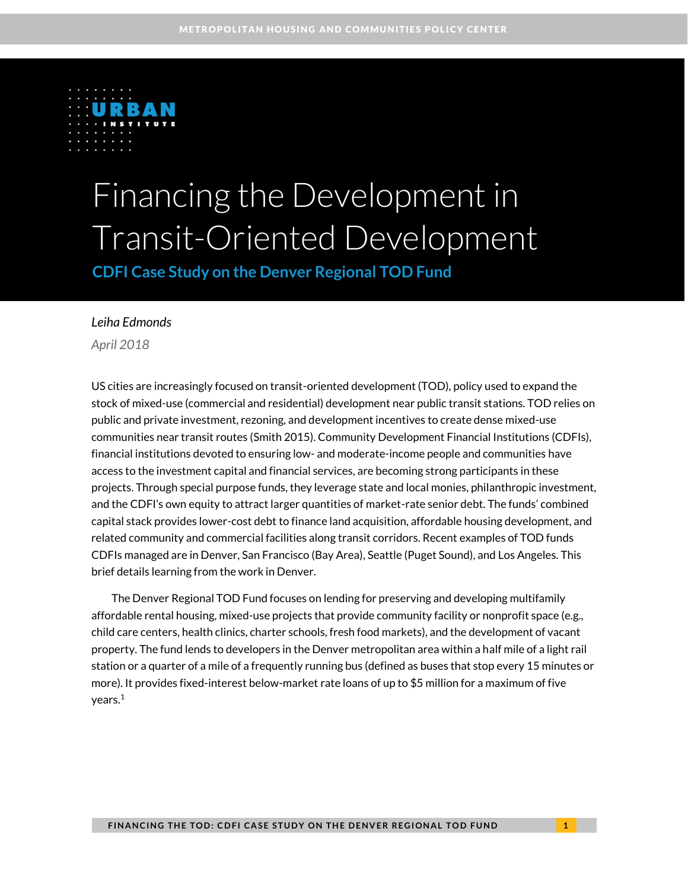# Financing the Development in Transit-Oriented Development

## CDFI Case Study on the Denver Regional TOD Fund

*Leiha Edmonds*

*April 2018*

US cities are increasingly focused on transit-oriented development (TOD), policy used to expand the stock of mixed-use (commercial and residential) development near public transit stations. TOD relies on public and private investment, rezoning, and development incentives to create dense mixed-use communities near transit routes (Smith 2015). Community Development Financial Institutions (CDFIs), financial institutions devoted to ensuring low- and moderate-income people and communities have access to the investment capital and financial services, are becoming strong participants in these projects. Through special purpose funds, they leverage state and local monies, philanthropic investment, and the CDFI's own equity to attract larger quantities of market-rate senior debt. The funds' combined capital stack provides lower-cost debt to finance land acquisition, affordable housing development, and related community and commercial facilities along transit corridors. Recent examples of TOD funds CDFIs managed are in Denver, San Francisco (Bay Area), Seattle (Puget Sound), and Los Angeles. This brief details learning from the work in Denver.

The Denver Regional TOD Fund focuses on lending for preserving and developing multifamily affordable rental housing, mixed-use projects that provide community facility or nonprofit space (e.g., child care centers, health clinics, charter schools, fresh food markets), and the development of vacant property. The fund lends to developers in the Denver metropolitan area within a half mile of a light rail station or a quarter of a mile of a frequently running bus (defined as buses that stop every 15 minutes or more). It provides fixed-interest below-market rate loans of up to $5 million for a maximum of five years.[1]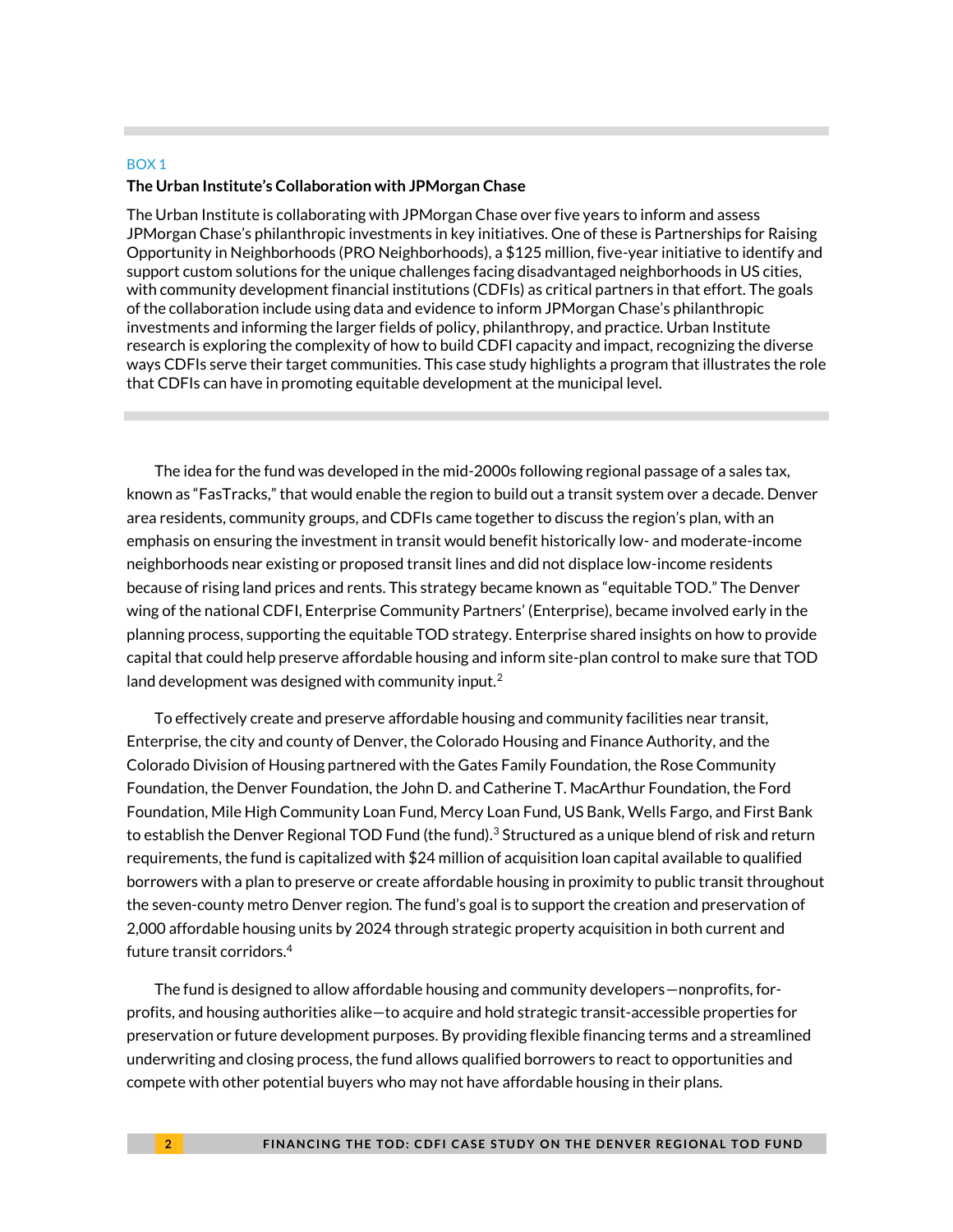BOX 1

**The Urban Institute's Collaboration with JPMorgan Chase**

The Urban Institute is collaborating with JPMorgan Chase over five years to inform and assess JPMorgan Chase's philanthropic investments in key initiatives. One of these is Partnerships for Raising Opportunity in Neighborhoods (PRO Neighborhoods), a $125 million, five-year initiative to identify and support custom solutions for the unique challenges facing disadvantaged neighborhoods in US cities, with community development financial institutions (CDFIs) as critical partners in that effort. The goals of the collaboration include using data and evidence to inform JPMorgan Chase's philanthropic investments and informing the larger fields of policy, philanthropy, and practice. Urban Institute research is exploring the complexity of how to build CDFI capacity and impact, recognizing the diverse ways CDFIs serve their target communities. This case study highlights a program that illustrates the role that CDFIs can have in promoting equitable development at the municipal level.

The idea for the fund was developed in the mid-2000s following regional passage of a sales tax, known as "FasTracks," that would enable the region to build out a transit system over a decade. Denver area residents, community groups, and CDFIs came together to discuss the region's plan, with an emphasis on ensuring the investment in transit would benefit historically low- and moderate-income neighborhoods near existing or proposed transit lines and did not displace low-income residents because of rising land prices and rents. This strategy became known as "equitable TOD." The Denver wing of the national CDFI, Enterprise Community Partners' (Enterprise), became involved early in the planning process, supporting the equitable TOD strategy. Enterprise shared insights on how to provide capital that could help preserve affordable housing and inform site-plan control to make sure that TOD land development was designed with community input.[2]

To effectively create and preserve affordable housing and community facilities near transit, Enterprise, the city and county of Denver, the Colorado Housing and Finance Authority, and the Colorado Division of Housing partnered with the Gates Family Foundation, the Rose Community Foundation, the Denver Foundation, the John D. and Catherine T. MacArthur Foundation, the Ford Foundation, Mile High Community Loan Fund, Mercy Loan Fund, US Bank, Wells Fargo, and First Bank to establish the Denver Regional TOD Fund (the fund).[3] Structured as a unique blend of risk and return requirements, the fund is capitalized with $24 million of acquisition loan capital available to qualified borrowers with a plan to preserve or create affordable housing in proximity to public transit throughout the seven-county metro Denver region. The fund's goal is to support the creation and preservation of 2,000 affordable housing units by 2024 through strategic property acquisition in both current and future transit corridors.[4]

The fund is designed to allow affordable housing and community developers—nonprofits, for-profits, and housing authorities alike—to acquire and hold strategic transit-accessible properties for preservation or future development purposes. By providing flexible financing terms and a streamlined underwriting and closing process, the fund allows qualified borrowers to react to opportunities and compete with other potential buyers who may not have affordable housing in their plans.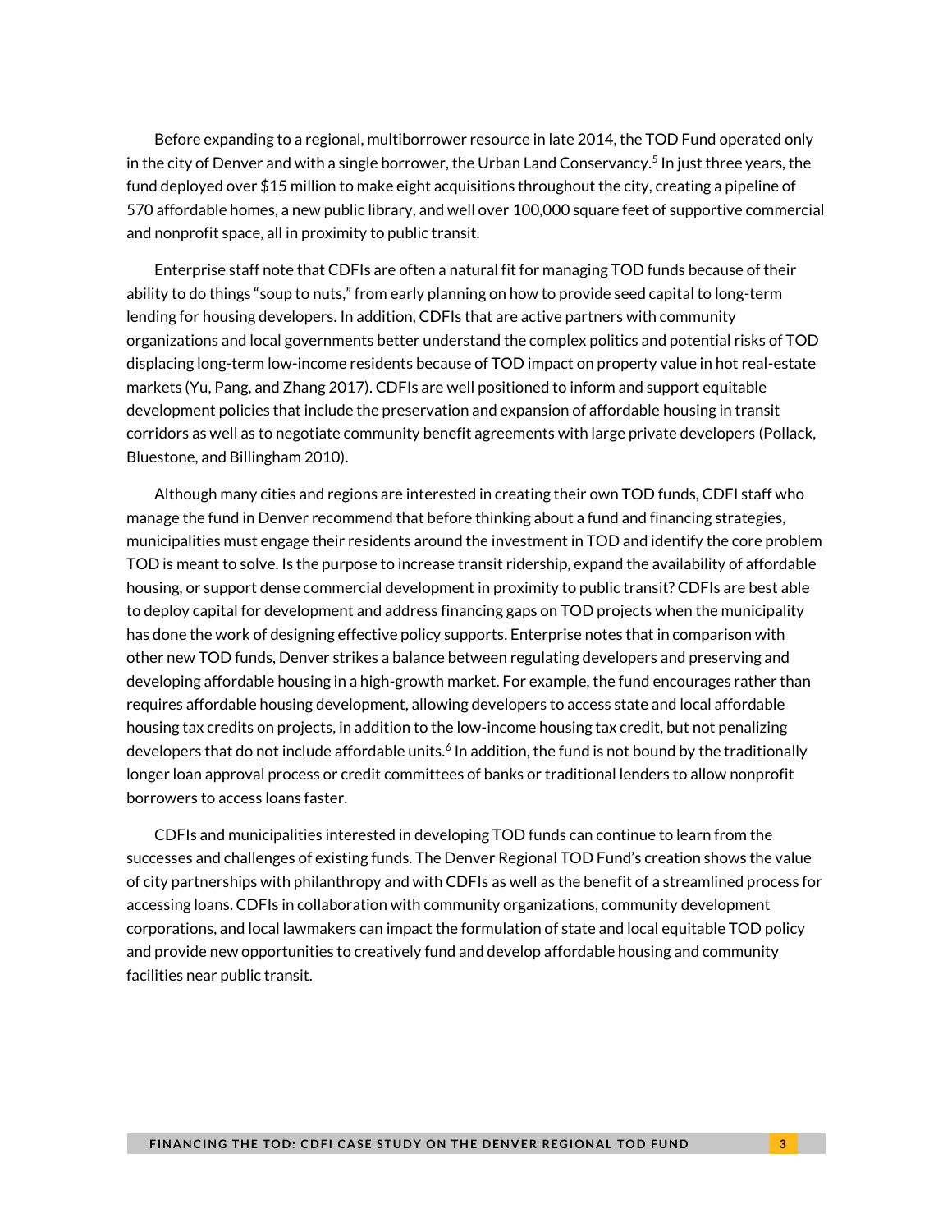Before expanding to a regional, multiborrower resource in late 2014, the TOD Fund operated only in the city of Denver and with a single borrower, the Urban Land Conservancy.[5] In just three years, the fund deployed over $15 million to make eight acquisitions throughout the city, creating a pipeline of 570 affordable homes, a new public library, and well over 100,000 square feet of supportive commercial and nonprofit space, all in proximity to public transit.

Enterprise staff note that CDFIs are often a natural fit for managing TOD funds because of their ability to do things "soup to nuts," from early planning on how to provide seed capital to long-term lending for housing developers. In addition, CDFIs that are active partners with community organizations and local governments better understand the complex politics and potential risks of TOD displacing long-term low-income residents because of TOD impact on property value in hot real-estate markets (Yu, Pang, and Zhang 2017). CDFIs are well positioned to inform and support equitable development policies that include the preservation and expansion of affordable housing in transit corridors as well as to negotiate community benefit agreements with large private developers (Pollack, Bluestone, and Billingham 2010).

Although many cities and regions are interested in creating their own TOD funds, CDFI staff who manage the fund in Denver recommend that before thinking about a fund and financing strategies, municipalities must engage their residents around the investment in TOD and identify the core problem TOD is meant to solve. Is the purpose to increase transit ridership, expand the availability of affordable housing, or support dense commercial development in proximity to public transit? CDFIs are best able to deploy capital for development and address financing gaps on TOD projects when the municipality has done the work of designing effective policy supports. Enterprise notes that in comparison with other new TOD funds, Denver strikes a balance between regulating developers and preserving and developing affordable housing in a high-growth market. For example, the fund encourages rather than requires affordable housing development, allowing developers to access state and local affordable housing tax credits on projects, in addition to the low-income housing tax credit, but not penalizing developers that do not include affordable units.[6] In addition, the fund is not bound by the traditionally longer loan approval process or credit committees of banks or traditional lenders to allow nonprofit borrowers to access loans faster.

CDFIs and municipalities interested in developing TOD funds can continue to learn from the successes and challenges of existing funds. The Denver Regional TOD Fund's creation shows the value of city partnerships with philanthropy and with CDFIs as well as the benefit of a streamlined process for accessing loans. CDFIs in collaboration with community organizations, community development corporations, and local lawmakers can impact the formulation of state and local equitable TOD policy and provide new opportunities to creatively fund and develop affordable housing and community facilities near public transit.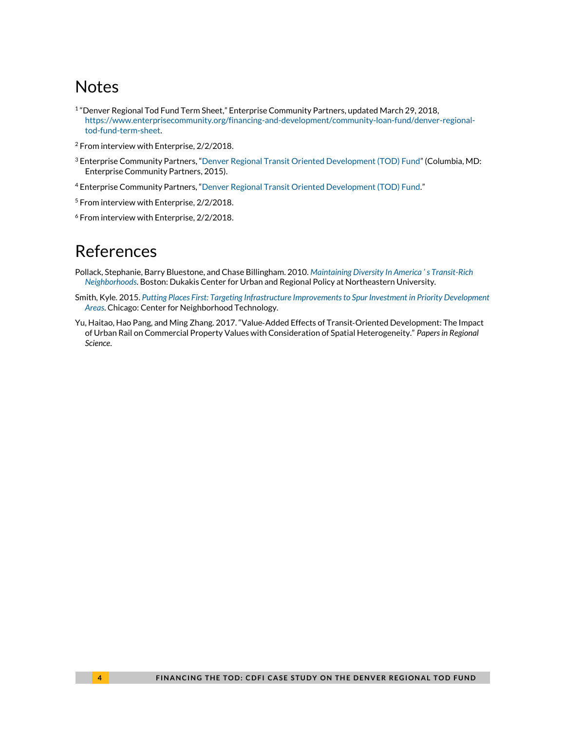# Notes

[1] "Denver Regional Tod Fund Term Sheet," Enterprise Community Partners, updated March 29, 2018, https://www.enterprisecommunity.org/financing-and-development/community-loan-fund/denver-regional-tod-fund-term-sheet.

[2] From interview with Enterprise, 2/2/2018.

[3] Enterprise Community Partners, "Denver Regional Transit Oriented Development (TOD) Fund" (Columbia, MD: Enterprise Community Partners, 2015).

[4] Enterprise Community Partners, "Denver Regional Transit Oriented Development (TOD) Fund."

[5] From interview with Enterprise, 2/2/2018.

[6] From interview with Enterprise, 2/2/2018.

# References

Pollack, Stephanie, Barry Bluestone, and Chase Billingham. 2010. *Maintaining Diversity In America ' s Transit-Rich Neighborhoods*. Boston: Dukakis Center for Urban and Regional Policy at Northeastern University.

Smith, Kyle. 2015. *Putting Places First: Targeting Infrastructure Improvements to Spur Investment in Priority Development Areas*. Chicago: Center for Neighborhood Technology.

Yu, Haitao, Hao Pang, and Ming Zhang. 2017. "Value-Added Effects of Transit-Oriented Development: The Impact of Urban Rail on Commercial Property Values with Consideration of Spatial Heterogeneity." *Papers in Regional Science*.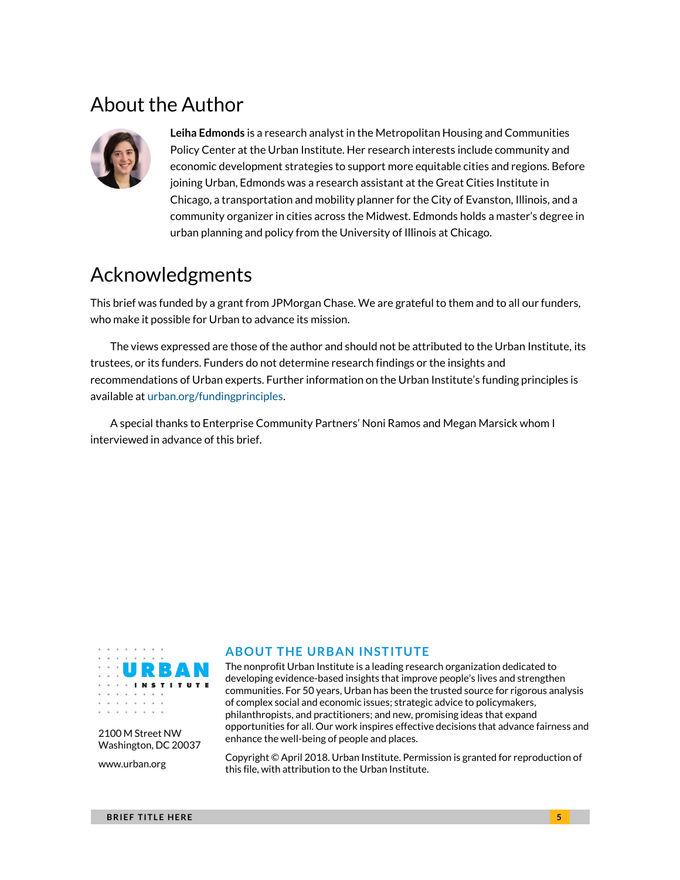## About the Author

**Leiha Edmonds** is a research analyst in the Metropolitan Housing and Communities Policy Center at the Urban Institute. Her research interests include community and economic development strategies to support more equitable cities and regions. Before joining Urban, Edmonds was a research assistant at the Great Cities Institute in Chicago, a transportation and mobility planner for the City of Evanston, Illinois, and a community organizer in cities across the Midwest. Edmonds holds a master's degree in urban planning and policy from the University of Illinois at Chicago.

## Acknowledgments

This brief was funded by a grant from JPMorgan Chase. We are grateful to them and to all our funders, who make it possible for Urban to advance its mission.

The views expressed are those of the author and should not be attributed to the Urban Institute, its trustees, or its funders. Funders do not determine research findings or the insights and recommendations of Urban experts. Further information on the Urban Institute's funding principles is available at urban.org/fundingprinciples.

A special thanks to Enterprise Community Partners' Noni Ramos and Megan Marsick whom I interviewed in advance of this brief.

URBAN INSTITUTE

2100 M Street NW
Washington, DC 20037

www.urban.org

### ABOUT THE URBAN INSTITUTE

The nonprofit Urban Institute is a leading research organization dedicated to developing evidence-based insights that improve people's lives and strengthen communities. For 50 years, Urban has been the trusted source for rigorous analysis of complex social and economic issues; strategic advice to policymakers, philanthropists, and practitioners; and new, promising ideas that expand opportunities for all. Our work inspires effective decisions that advance fairness and enhance the well-being of people and places.

Copyright © April 2018. Urban Institute. Permission is granted for reproduction of this file, with attribution to the Urban Institute.